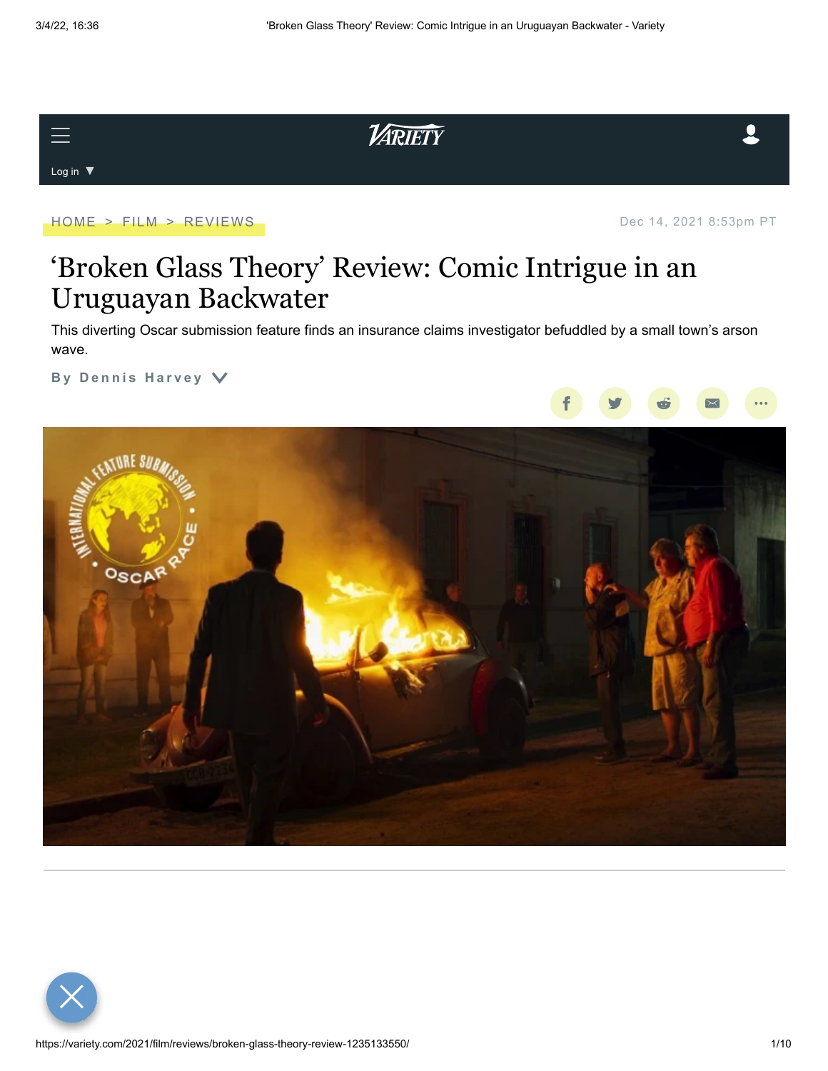HOME > FILM > REVIEWS

Dec 14, 2021 8:53pm PT

# ‘Broken Glass Theory’ Review: Comic Intrigue in an Uruguayan Backwater

This diverting Oscar submission feature finds an insurance claims investigator befuddled by a small town’s arson wave.

By Dennis Harvey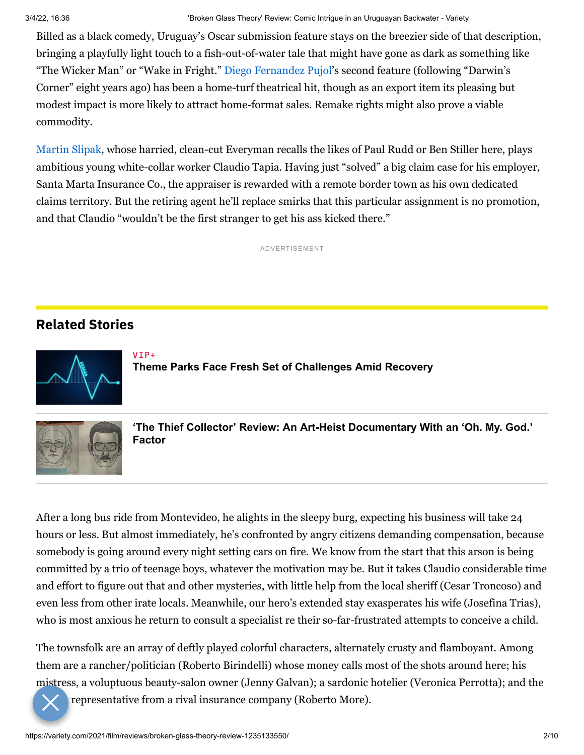Billed as a black comedy, Uruguay's Oscar submission feature stays on the breezier side of that description, bringing a playfully light touch to a fish-out-of-water tale that might have gone as dark as something like "The Wicker Man" or "Wake in Fright." Diego Fernandez Pujol's second feature (following "Darwin's Corner" eight years ago) has been a home-turf theatrical hit, though as an export item its pleasing but modest impact is more likely to attract home-format sales. Remake rights might also prove a viable commodity.

Martin Slipak, whose harried, clean-cut Everyman recalls the likes of Paul Rudd or Ben Stiller here, plays ambitious young white-collar worker Claudio Tapia. Having just "solved" a big claim case for his employer, Santa Marta Insurance Co., the appraiser is rewarded with a remote border town as his own dedicated claims territory. But the retiring agent he'll replace smirks that this particular assignment is no promotion, and that Claudio "wouldn't be the first stranger to get his ass kicked there."

After a long bus ride from Montevideo, he alights in the sleepy burg, expecting his business will take 24 hours or less. But almost immediately, he's confronted by angry citizens demanding compensation, because somebody is going around every night setting cars on fire. We know from the start that this arson is being committed by a trio of teenage boys, whatever the motivation may be. But it takes Claudio considerable time and effort to figure out that and other mysteries, with little help from the local sheriff (Cesar Troncoso) and even less from other irate locals. Meanwhile, our hero's extended stay exasperates his wife (Josefina Trias), who is most anxious he return to consult a specialist re their so-far-frustrated attempts to conceive a child.

The townsfolk are an array of deftly played colorful characters, alternately crusty and flamboyant. Among them are a rancher/politician (Roberto Birindelli) whose money calls most of the shots around here; his mistress, a voluptuous beauty-salon owner (Jenny Galvan); a sardonic hotelier (Veronica Perrotta); and the representative from a rival insurance company (Roberto More).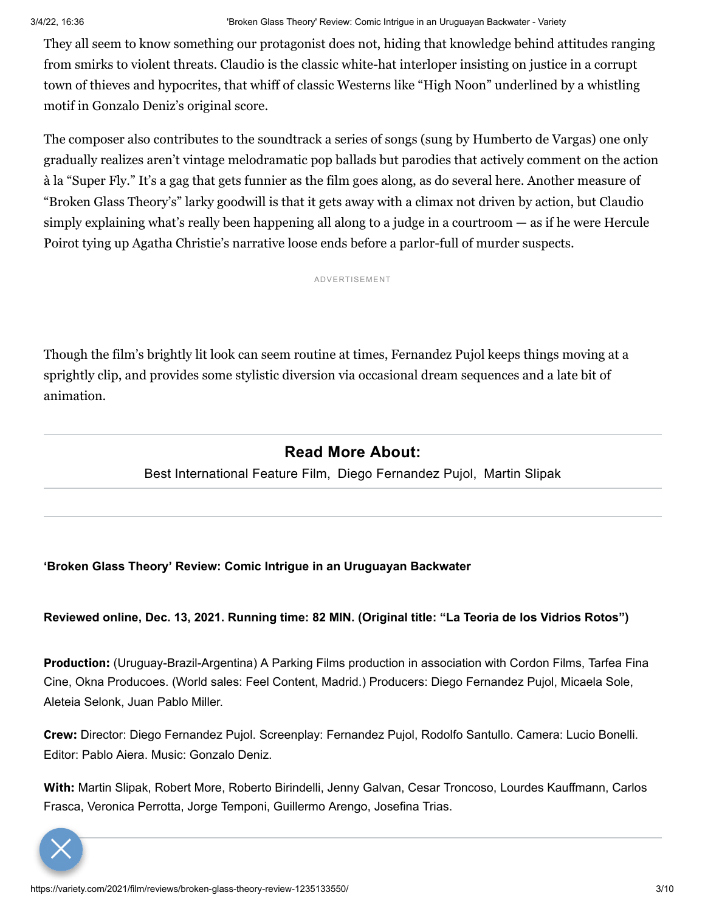They all seem to know something our protagonist does not, hiding that knowledge behind attitudes ranging from smirks to violent threats. Claudio is the classic white-hat interloper insisting on justice in a corrupt town of thieves and hypocrites, that whiff of classic Westerns like "High Noon" underlined by a whistling motif in Gonzalo Deniz's original score.

The composer also contributes to the soundtrack a series of songs (sung by Humberto de Vargas) one only gradually realizes aren't vintage melodramatic pop ballads but parodies that actively comment on the action à la "Super Fly." It's a gag that gets funnier as the film goes along, as do several here. Another measure of "Broken Glass Theory's" larky goodwill is that it gets away with a climax not driven by action, but Claudio simply explaining what's really been happening all along to a judge in a courtroom — as if he were Hercule Poirot tying up Agatha Christie's narrative loose ends before a parlor-full of murder suspects.

Though the film's brightly lit look can seem routine at times, Fernandez Pujol keeps things moving at a sprightly clip, and provides some stylistic diversion via occasional dream sequences and a late bit of animation.

## Read More About:

Best International Feature Film, Diego Fernandez Pujol, Martin Slipak

**'Broken Glass Theory' Review: Comic Intrigue in an Uruguayan Backwater**

**Reviewed online, Dec. 13, 2021. Running time: 82 MIN. (Original title: "La Teoria de los Vidrios Rotos")**

**Production:** (Uruguay-Brazil-Argentina) A Parking Films production in association with Cordon Films, Tarfea Fina Cine, Okna Producoes. (World sales: Feel Content, Madrid.) Producers: Diego Fernandez Pujol, Micaela Sole, Aleteia Selonk, Juan Pablo Miller.

**Crew:** Director: Diego Fernandez Pujol. Screenplay: Fernandez Pujol, Rodolfo Santullo. Camera: Lucio Bonelli. Editor: Pablo Aiera. Music: Gonzalo Deniz.

**With:** Martin Slipak, Robert More, Roberto Birindelli, Jenny Galvan, Cesar Troncoso, Lourdes Kauffmann, Carlos Frasca, Veronica Perrotta, Jorge Temponi, Guillermo Arengo, Josefina Trias.